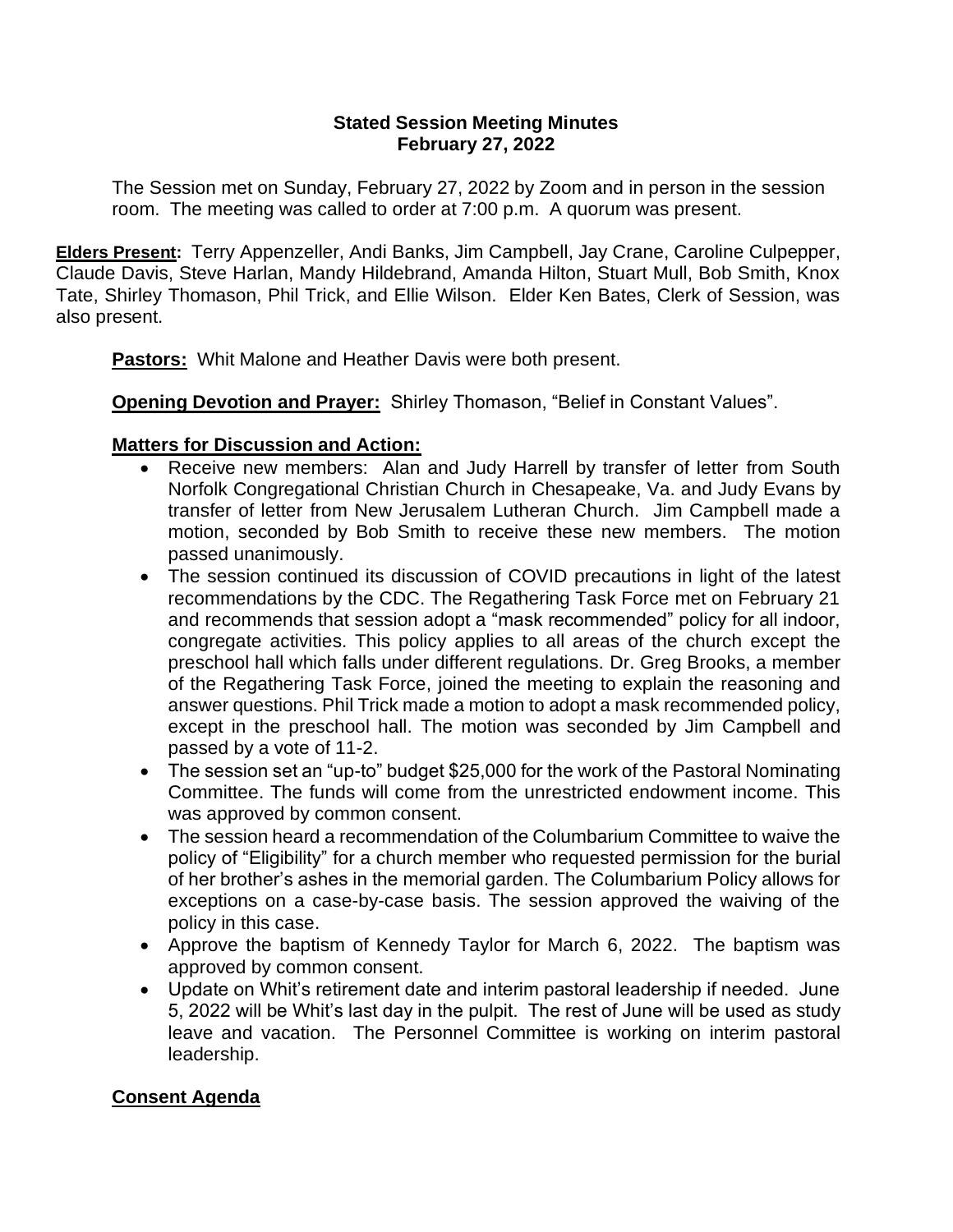# Stated Session Meeting Minutes
## February 27, 2022

The Session met on Sunday, February 27, 2022 by Zoom and in person in the session room. The meeting was called to order at 7:00 p.m. A quorum was present.

**Elders Present:** Terry Appenzeller, Andi Banks, Jim Campbell, Jay Crane, Caroline Culpepper, Claude Davis, Steve Harlan, Mandy Hildebrand, Amanda Hilton, Stuart Mull, Bob Smith, Knox Tate, Shirley Thomason, Phil Trick, and Ellie Wilson. Elder Ken Bates, Clerk of Session, was also present.

**Pastors:** Whit Malone and Heather Davis were both present.

**Opening Devotion and Prayer:** Shirley Thomason, "Belief in Constant Values".

**Matters for Discussion and Action:**

- Receive new members: Alan and Judy Harrell by transfer of letter from South Norfolk Congregational Christian Church in Chesapeake, Va. and Judy Evans by transfer of letter from New Jerusalem Lutheran Church. Jim Campbell made a motion, seconded by Bob Smith to receive these new members. The motion passed unanimously.
- The session continued its discussion of COVID precautions in light of the latest recommendations by the CDC. The Regathering Task Force met on February 21 and recommends that session adopt a "mask recommended" policy for all indoor, congregate activities. This policy applies to all areas of the church except the preschool hall which falls under different regulations. Dr. Greg Brooks, a member of the Regathering Task Force, joined the meeting to explain the reasoning and answer questions. Phil Trick made a motion to adopt a mask recommended policy, except in the preschool hall. The motion was seconded by Jim Campbell and passed by a vote of 11-2.
- The session set an "up-to" budget $25,000 for the work of the Pastoral Nominating Committee. The funds will come from the unrestricted endowment income. This was approved by common consent.
- The session heard a recommendation of the Columbarium Committee to waive the policy of "Eligibility" for a church member who requested permission for the burial of her brother's ashes in the memorial garden. The Columbarium Policy allows for exceptions on a case-by-case basis. The session approved the waiving of the policy in this case.
- Approve the baptism of Kennedy Taylor for March 6, 2022. The baptism was approved by common consent.
- Update on Whit's retirement date and interim pastoral leadership if needed. June 5, 2022 will be Whit's last day in the pulpit. The rest of June will be used as study leave and vacation. The Personnel Committee is working on interim pastoral leadership.

**Consent Agenda**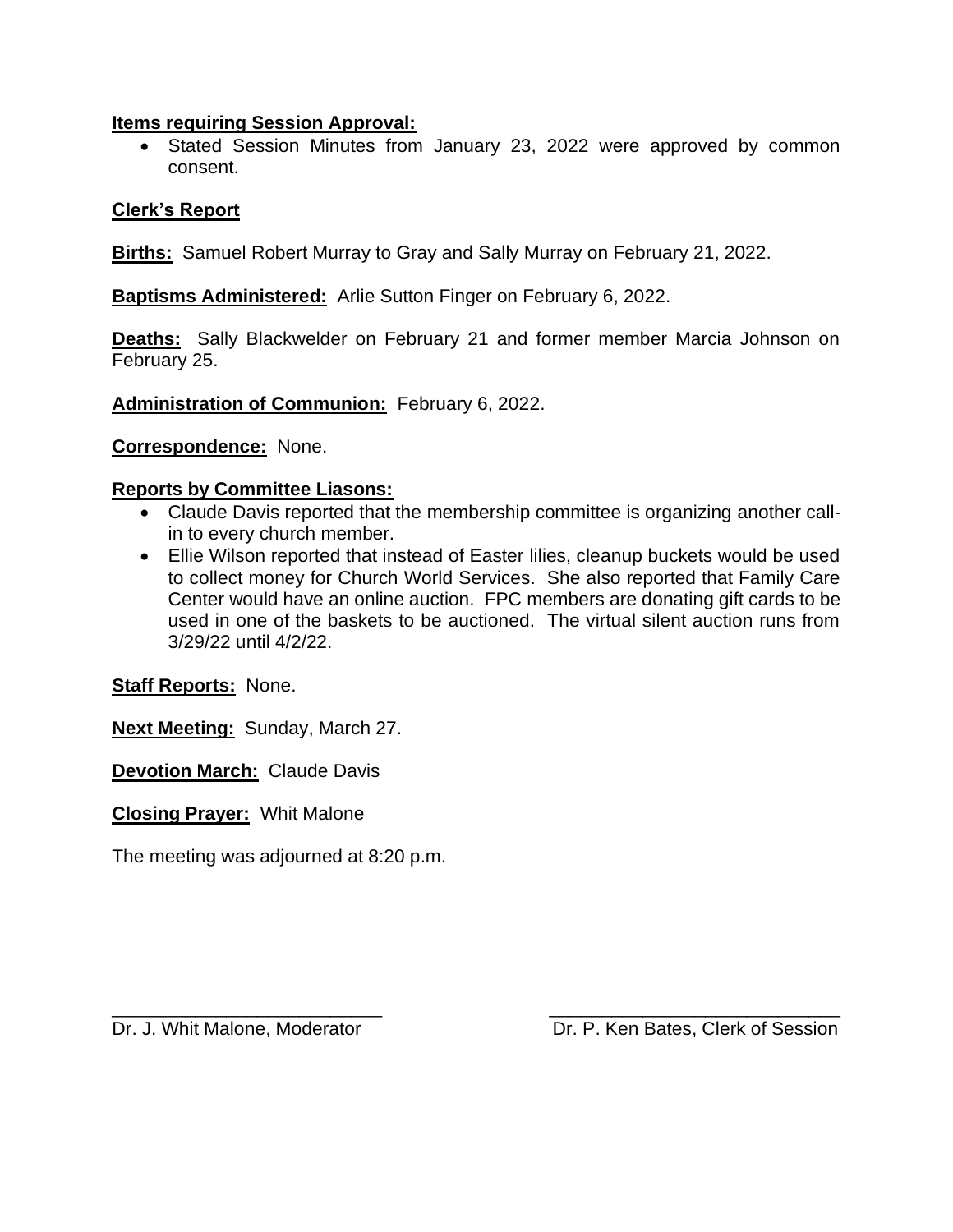**Items requiring Session Approval:**

- Stated Session Minutes from January 23, 2022 were approved by common consent.

**Clerk's Report**

**Births:** Samuel Robert Murray to Gray and Sally Murray on February 21, 2022.

**Baptisms Administered:** Arlie Sutton Finger on February 6, 2022.

**Deaths:** Sally Blackwelder on February 21 and former member Marcia Johnson on February 25.

**Administration of Communion:** February 6, 2022.

**Correspondence:** None.

**Reports by Committee Liasons:**

- Claude Davis reported that the membership committee is organizing another call-in to every church member.
- Ellie Wilson reported that instead of Easter lilies, cleanup buckets would be used to collect money for Church World Services. She also reported that Family Care Center would have an online auction. FPC members are donating gift cards to be used in one of the baskets to be auctioned. The virtual silent auction runs from 3/29/22 until 4/2/22.

**Staff Reports:** None.

**Next Meeting:** Sunday, March 27.

**Devotion March:** Claude Davis

**Closing Prayer:** Whit Malone

The meeting was adjourned at 8:20 p.m.

\_\_\_\_\_\_\_\_\_\_\_\_\_\_\_\_\_\_\_\_\_\_\_\_\_\_\_\_
Dr. J. Whit Malone, Moderator

\_\_\_\_\_\_\_\_\_\_\_\_\_\_\_\_\_\_\_\_\_\_\_\_\_\_\_\_
Dr. P. Ken Bates, Clerk of Session